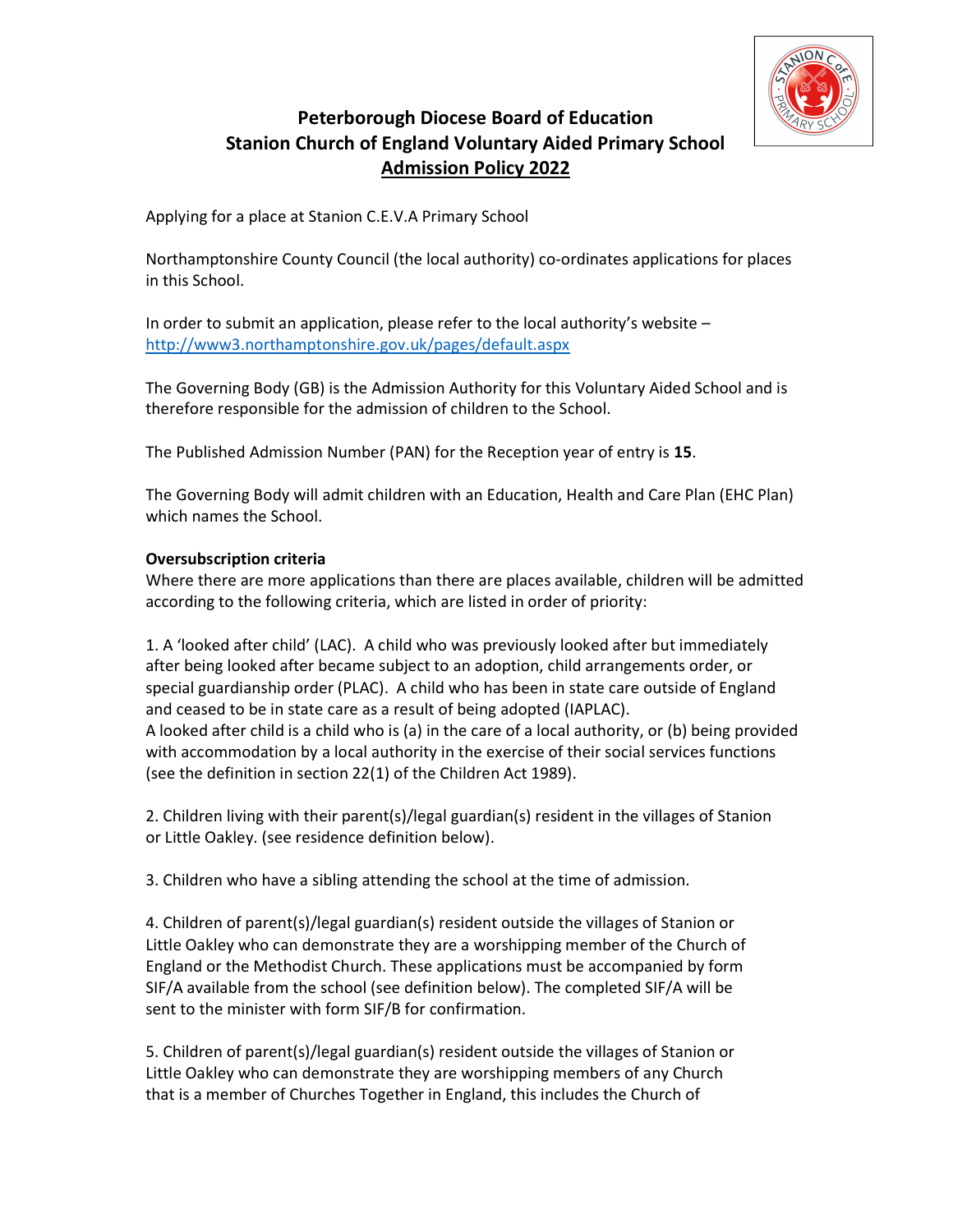# Peterborough Diocese Board of Education
# Stanion Church of England Voluntary Aided Primary School
## Admission Policy 2022

Applying for a place at Stanion C.E.V.A Primary School

Northamptonshire County Council (the local authority) co-ordinates applications for places in this School.

In order to submit an application, please refer to the local authority's website – http://www3.northamptonshire.gov.uk/pages/default.aspx

The Governing Body (GB) is the Admission Authority for this Voluntary Aided School and is therefore responsible for the admission of children to the School.

The Published Admission Number (PAN) for the Reception year of entry is **15**.

The Governing Body will admit children with an Education, Health and Care Plan (EHC Plan) which names the School.

**Oversubscription criteria**

Where there are more applications than there are places available, children will be admitted according to the following criteria, which are listed in order of priority:

1. A 'looked after child' (LAC). A child who was previously looked after but immediately after being looked after became subject to an adoption, child arrangements order, or special guardianship order (PLAC). A child who has been in state care outside of England and ceased to be in state care as a result of being adopted (IAPLAC).
A looked after child is a child who is (a) in the care of a local authority, or (b) being provided with accommodation by a local authority in the exercise of their social services functions (see the definition in section 22(1) of the Children Act 1989).

2. Children living with their parent(s)/legal guardian(s) resident in the villages of Stanion or Little Oakley. (see residence definition below).

3. Children who have a sibling attending the school at the time of admission.

4. Children of parent(s)/legal guardian(s) resident outside the villages of Stanion or Little Oakley who can demonstrate they are a worshipping member of the Church of England or the Methodist Church. These applications must be accompanied by form SIF/A available from the school (see definition below). The completed SIF/A will be sent to the minister with form SIF/B for confirmation.

5. Children of parent(s)/legal guardian(s) resident outside the villages of Stanion or Little Oakley who can demonstrate they are worshipping members of any Church that is a member of Churches Together in England, this includes the Church of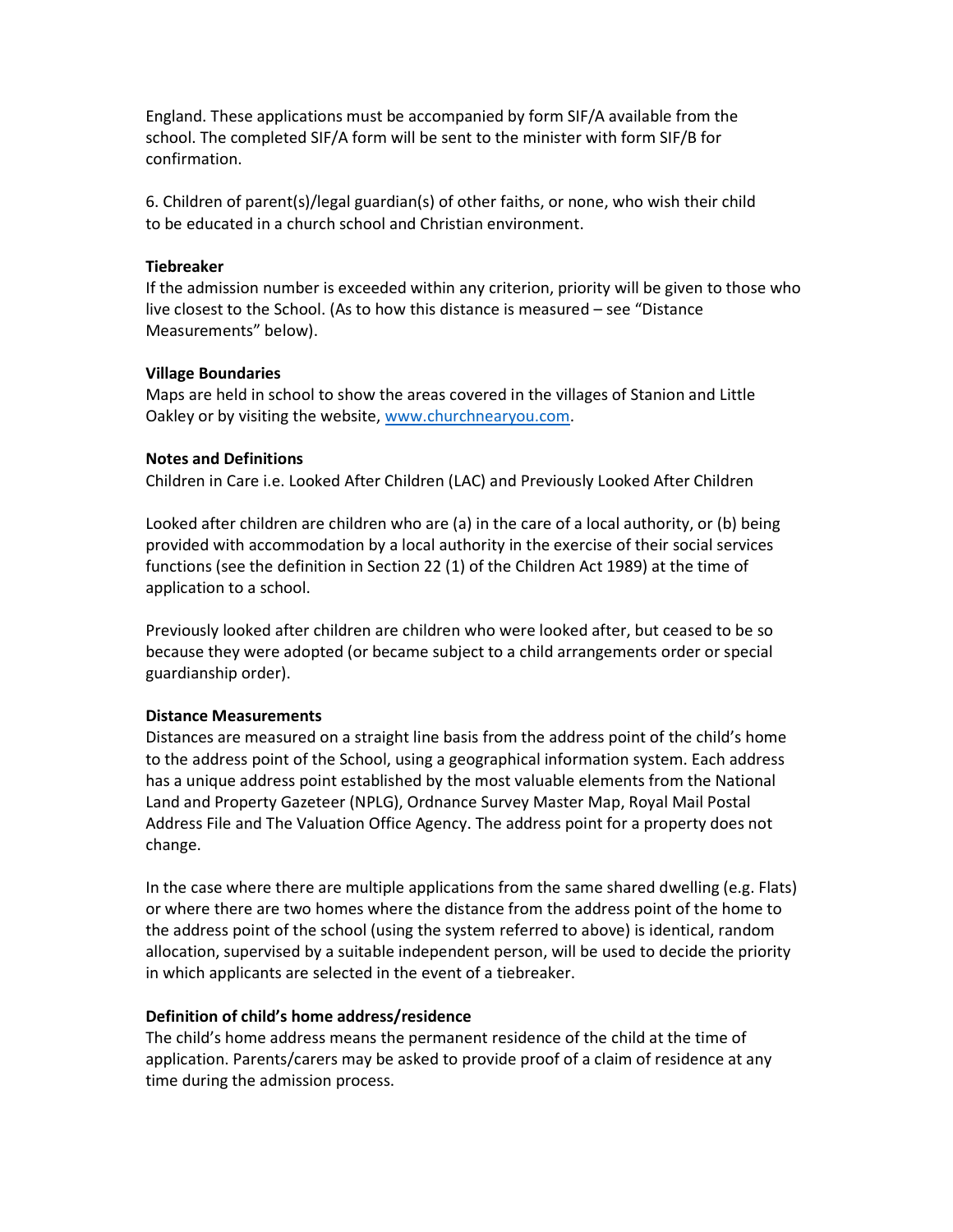England. These applications must be accompanied by form SIF/A available from the school. The completed SIF/A form will be sent to the minister with form SIF/B for confirmation.

6. Children of parent(s)/legal guardian(s) of other faiths, or none, who wish their child to be educated in a church school and Christian environment.

**Tiebreaker**
If the admission number is exceeded within any criterion, priority will be given to those who live closest to the School. (As to how this distance is measured – see "Distance Measurements" below).

**Village Boundaries**
Maps are held in school to show the areas covered in the villages of Stanion and Little Oakley or by visiting the website, www.churchnearyou.com.

**Notes and Definitions**
Children in Care i.e. Looked After Children (LAC) and Previously Looked After Children

Looked after children are children who are (a) in the care of a local authority, or (b) being provided with accommodation by a local authority in the exercise of their social services functions (see the definition in Section 22 (1) of the Children Act 1989) at the time of application to a school.

Previously looked after children are children who were looked after, but ceased to be so because they were adopted (or became subject to a child arrangements order or special guardianship order).

**Distance Measurements**
Distances are measured on a straight line basis from the address point of the child's home to the address point of the School, using a geographical information system. Each address has a unique address point established by the most valuable elements from the National Land and Property Gazeteer (NPLG), Ordnance Survey Master Map, Royal Mail Postal Address File and The Valuation Office Agency. The address point for a property does not change.

In the case where there are multiple applications from the same shared dwelling (e.g. Flats) or where there are two homes where the distance from the address point of the home to the address point of the school (using the system referred to above) is identical, random allocation, supervised by a suitable independent person, will be used to decide the priority in which applicants are selected in the event of a tiebreaker.

**Definition of child's home address/residence**
The child's home address means the permanent residence of the child at the time of application. Parents/carers may be asked to provide proof of a claim of residence at any time during the admission process.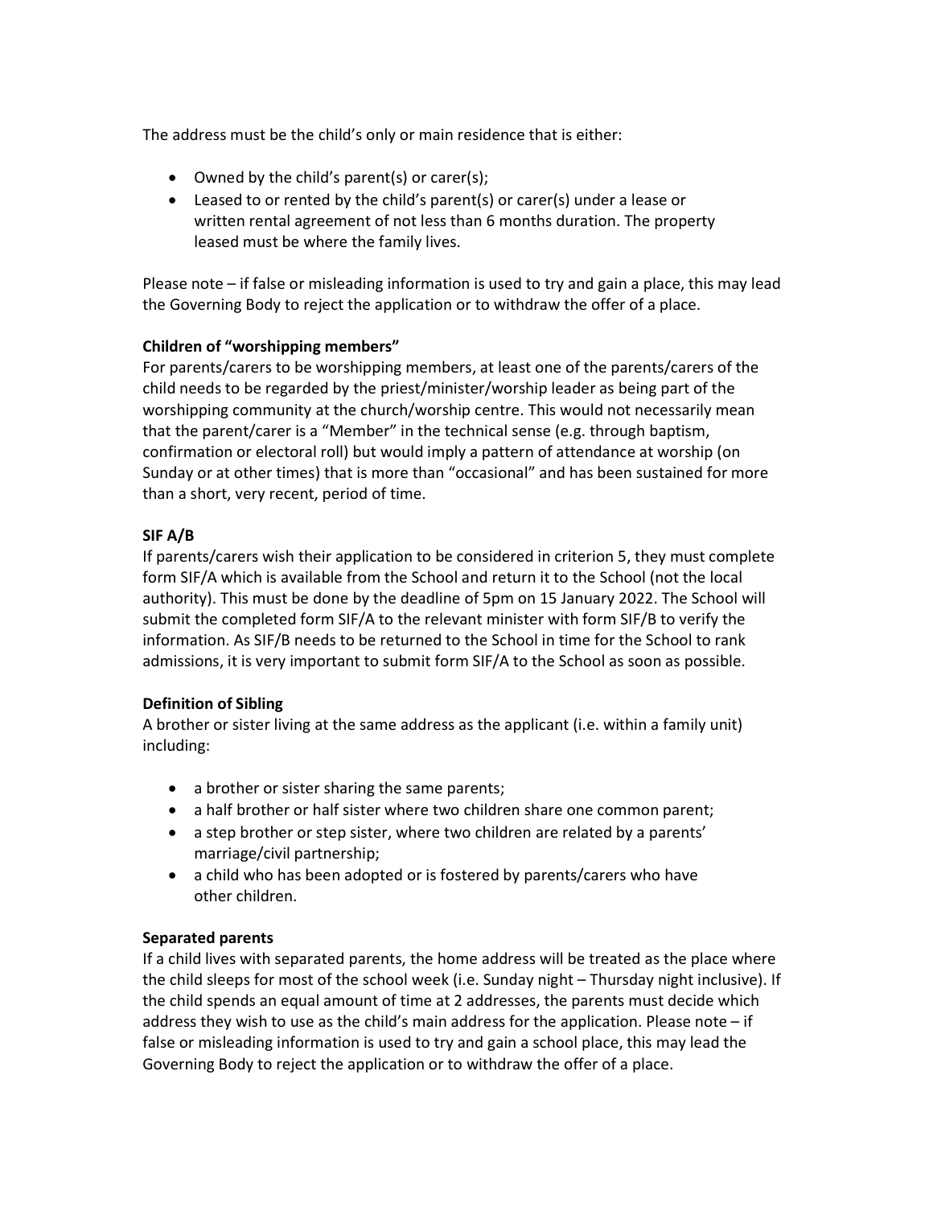The address must be the child's only or main residence that is either:

- Owned by the child's parent(s) or carer(s);
- Leased to or rented by the child's parent(s) or carer(s) under a lease or written rental agreement of not less than 6 months duration. The property leased must be where the family lives.

Please note – if false or misleading information is used to try and gain a place, this may lead the Governing Body to reject the application or to withdraw the offer of a place.

**Children of "worshipping members"**

For parents/carers to be worshipping members, at least one of the parents/carers of the child needs to be regarded by the priest/minister/worship leader as being part of the worshipping community at the church/worship centre. This would not necessarily mean that the parent/carer is a "Member" in the technical sense (e.g. through baptism, confirmation or electoral roll) but would imply a pattern of attendance at worship (on Sunday or at other times) that is more than "occasional" and has been sustained for more than a short, very recent, period of time.

**SIF A/B**

If parents/carers wish their application to be considered in criterion 5, they must complete form SIF/A which is available from the School and return it to the School (not the local authority). This must be done by the deadline of 5pm on 15 January 2022. The School will submit the completed form SIF/A to the relevant minister with form SIF/B to verify the information. As SIF/B needs to be returned to the School in time for the School to rank admissions, it is very important to submit form SIF/A to the School as soon as possible.

**Definition of Sibling**

A brother or sister living at the same address as the applicant (i.e. within a family unit) including:

- a brother or sister sharing the same parents;
- a half brother or half sister where two children share one common parent;
- a step brother or step sister, where two children are related by a parents' marriage/civil partnership;
- a child who has been adopted or is fostered by parents/carers who have other children.

**Separated parents**

If a child lives with separated parents, the home address will be treated as the place where the child sleeps for most of the school week (i.e. Sunday night – Thursday night inclusive). If the child spends an equal amount of time at 2 addresses, the parents must decide which address they wish to use as the child's main address for the application. Please note – if false or misleading information is used to try and gain a school place, this may lead the Governing Body to reject the application or to withdraw the offer of a place.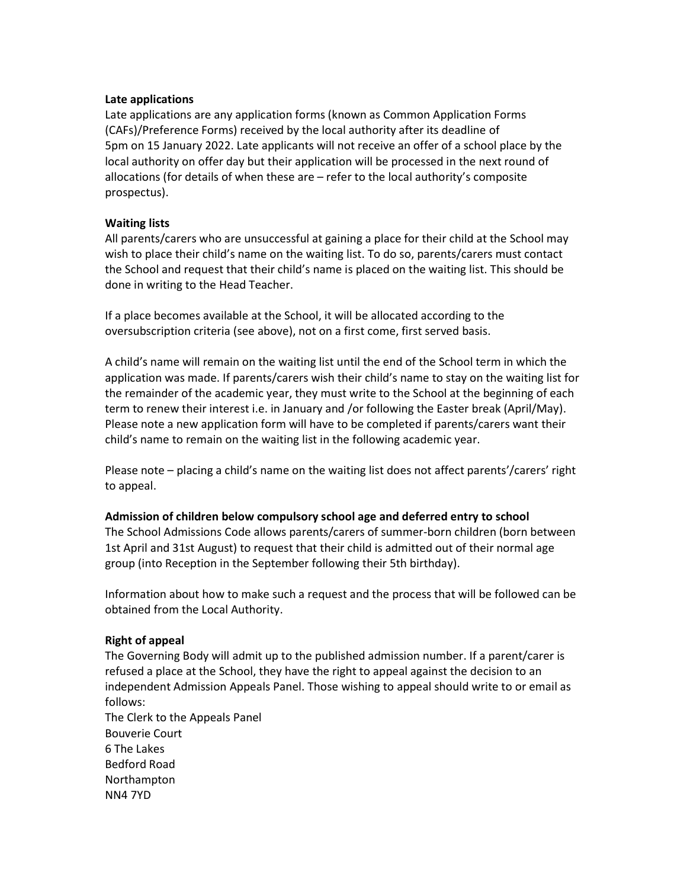**Late applications**

Late applications are any application forms (known as Common Application Forms (CAFs)/Preference Forms) received by the local authority after its deadline of 5pm on 15 January 2022. Late applicants will not receive an offer of a school place by the local authority on offer day but their application will be processed in the next round of allocations (for details of when these are – refer to the local authority's composite prospectus).

**Waiting lists**

All parents/carers who are unsuccessful at gaining a place for their child at the School may wish to place their child's name on the waiting list. To do so, parents/carers must contact the School and request that their child's name is placed on the waiting list. This should be done in writing to the Head Teacher.

If a place becomes available at the School, it will be allocated according to the oversubscription criteria (see above), not on a first come, first served basis.

A child's name will remain on the waiting list until the end of the School term in which the application was made. If parents/carers wish their child's name to stay on the waiting list for the remainder of the academic year, they must write to the School at the beginning of each term to renew their interest i.e. in January and /or following the Easter break (April/May). Please note a new application form will have to be completed if parents/carers want their child's name to remain on the waiting list in the following academic year.

Please note – placing a child's name on the waiting list does not affect parents'/carers' right to appeal.

**Admission of children below compulsory school age and deferred entry to school**

The School Admissions Code allows parents/carers of summer-born children (born between 1st April and 31st August) to request that their child is admitted out of their normal age group (into Reception in the September following their 5th birthday).

Information about how to make such a request and the process that will be followed can be obtained from the Local Authority.

**Right of appeal**

The Governing Body will admit up to the published admission number. If a parent/carer is refused a place at the School, they have the right to appeal against the decision to an independent Admission Appeals Panel. Those wishing to appeal should write to or email as follows:

The Clerk to the Appeals Panel
Bouverie Court
6 The Lakes
Bedford Road
Northampton
NN4 7YD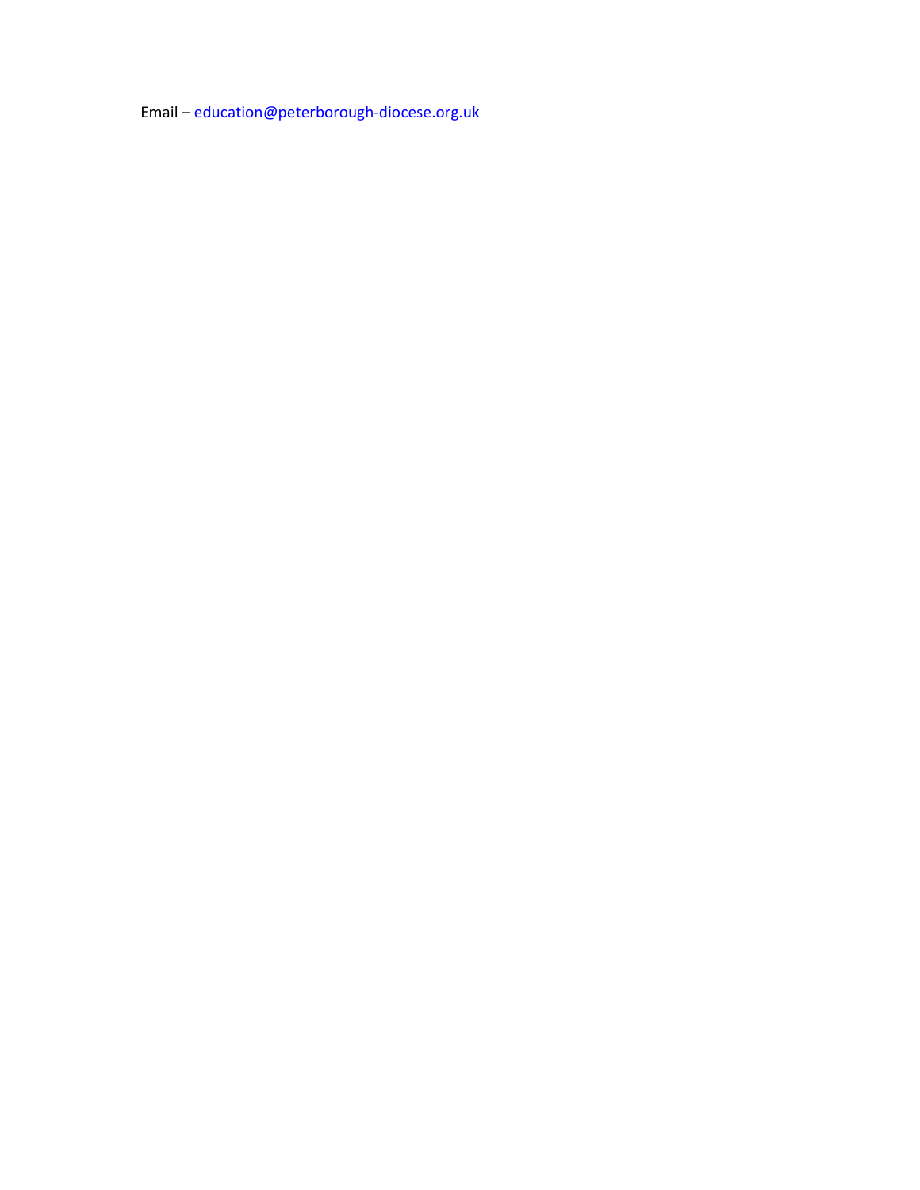Email – education@peterborough-diocese.org.uk